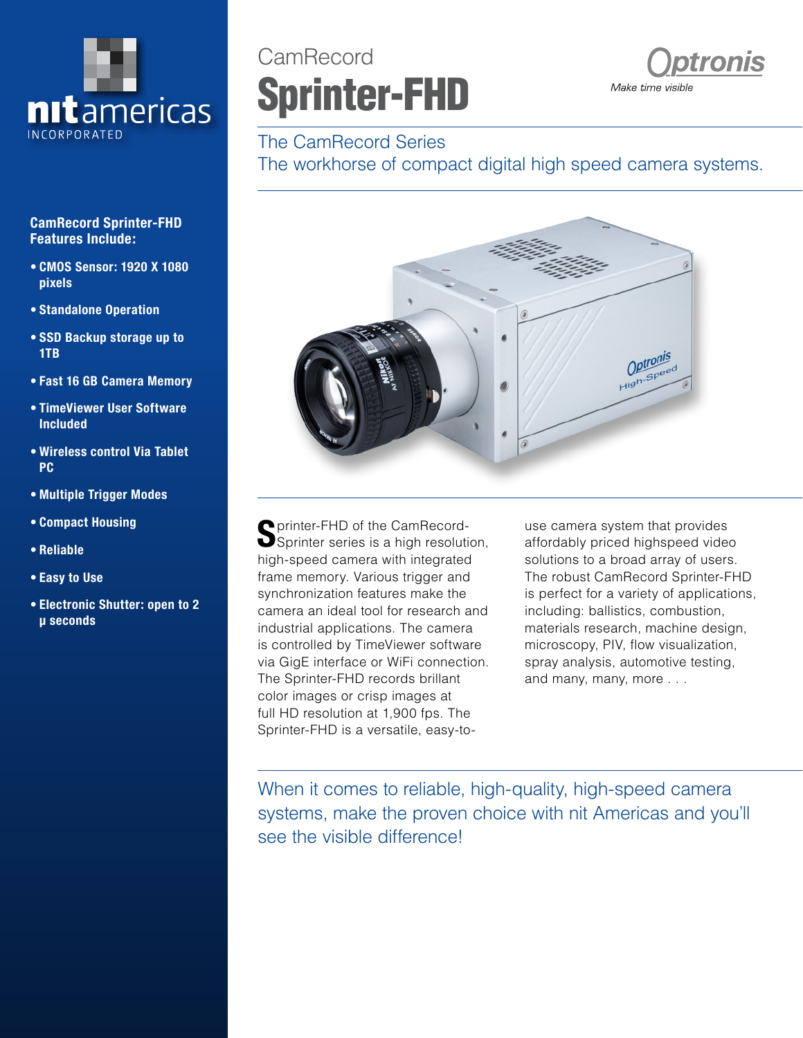nitamericas INCORPORATED

CamRecord

# Sprinter-FHD

Optronis *Make time visible*

## The CamRecord Series
## The workhorse of compact digital high speed camera systems.

**CamRecord Sprinter-FHD Features Include:**

- **CMOS Sensor: 1920 X 1080 pixels**
- **Standalone Operation**
- **SSD Backup storage up to 1TB**
- **Fast 16 GB Camera Memory**
- **TimeViewer User Software Included**
- **Wireless control Via Tablet PC**
- **Multiple Trigger Modes**
- **Compact Housing**
- **Reliable**
- **Easy to Use**
- **Electronic Shutter: open to 2 μ seconds**

Sprinter-FHD of the CamRecord-Sprinter series is a high resolution, high-speed camera with integrated frame memory. Various trigger and synchronization features make the camera an ideal tool for research and industrial applications. The camera is controlled by TimeViewer software via GigE interface or WiFi connection. The Sprinter-FHD records brillant color images or crisp images at full HD resolution at 1,900 fps. The Sprinter-FHD is a versatile, easy-to-use camera system that provides affordably priced highspeed video solutions to a broad array of users. The robust CamRecord Sprinter-FHD is perfect for a variety of applications, including: ballistics, combustion, materials research, machine design, microscopy, PIV, flow visualization, spray analysis, automotive testing, and many, many, more . . .

When it comes to reliable, high-quality, high-speed camera systems, make the proven choice with nit Americas and you'll see the visible difference!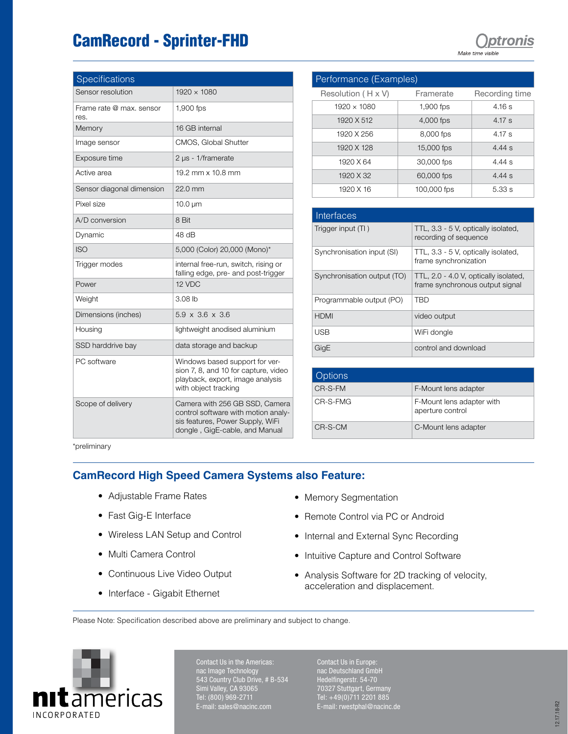# CamRecord - Sprinter-FHD

Optronis
*Make time visible*

| Specifications | |
|---|---|
| Sensor resolution | 1920 × 1080 |
| Frame rate @ max. sensor res. | 1,900 fps |
| Memory | 16 GB internal |
| Image sensor | CMOS, Global Shutter |
| Exposure time | 2 µs - 1/framerate |
| Active area | 19.2 mm x 10.8 mm |
| Sensor diagonal dimension | 22.0 mm |
| Pixel size | 10.0 µm |
| A/D conversion | 8 Bit |
| Dynamic | 48 dB |
| ISO | 5,000 (Color) 20,000 (Mono)* |
| Trigger modes | internal free-run, switch, rising or falling edge, pre- and post-trigger |
| Power | 12 VDC |
| Weight | 3.08 lb |
| Dimensions (inches) | 5.9 x 3.6 x 3.6 |
| Housing | lightweight anodised aluminium |
| SSD harddrive bay | data storage and backup |
| PC software | Windows based support for version 7, 8, and 10 for capture, video playback, export, image analysis with object tracking |
| Scope of delivery | Camera with 256 GB SSD, Camera control software with motion analysis features, Power Supply, WiFi dongle , GigE-cable, and Manual |

*preliminary

| Performance (Examples) | | |
|---|---|---|
| Resolution ( H x V) | Framerate | Recording time |
| 1920 × 1080 | 1,900 fps | 4.16 s |
| 1920 X 512 | 4,000 fps | 4.17 s |
| 1920 X 256 | 8,000 fps | 4.17 s |
| 1920 X 128 | 15,000 fps | 4.44 s |
| 1920 X 64 | 30,000 fps | 4.44 s |
| 1920 X 32 | 60,000 fps | 4.44 s |
| 1920 X 16 | 100,000 fps | 5.33 s |

| Interfaces | |
|---|---|
| Trigger input (TI ) | TTL, 3.3 - 5 V, optically isolated, recording of sequence |
| Synchronisation input (SI) | TTL, 3.3 - 5 V, optically isolated, frame synchronization |
| Synchronisation output (TO) | TTL, 2.0 - 4.0 V, optically isolated, frame synchronous output signal |
| Programmable output (PO) | TBD |
| HDMI | video output |
| USB | WiFi dongle |
| GigE | control and download |

| Options | |
|---|---|
| CR-S-FM | F-Mount lens adapter |
| CR-S-FMG | F-Mount lens adapter with aperture control |
| CR-S-CM | C-Mount lens adapter |

## CamRecord High Speed Camera Systems also Feature:

- Adjustable Frame Rates
- Fast Gig-E Interface
- Wireless LAN Setup and Control
- Multi Camera Control
- Continuous Live Video Output
- Interface - Gigabit Ethernet
- Memory Segmentation
- Remote Control via PC or Android
- Internal and External Sync Recording
- Intuitive Capture and Control Software
- Analysis Software for 2D tracking of velocity, acceleration and displacement.

Please Note: Specification described above are preliminary and subject to change.

nitamericas INCORPORATED

Contact Us in the Americas:
nac Image Technology
543 Country Club Drive, # B-534
Simi Valley, CA 93065
Tel: (800) 969-2711
E-mail: sales@nacinc.com

Contact Us in Europe:
nac Deutschland GmbH
Hedelfingerstr. 54-70
70327 Stuttgart, Germany
Tel: +49(0)711 2201 885
E-mail: rwestphal@nacinc.de

12.17.18-R2